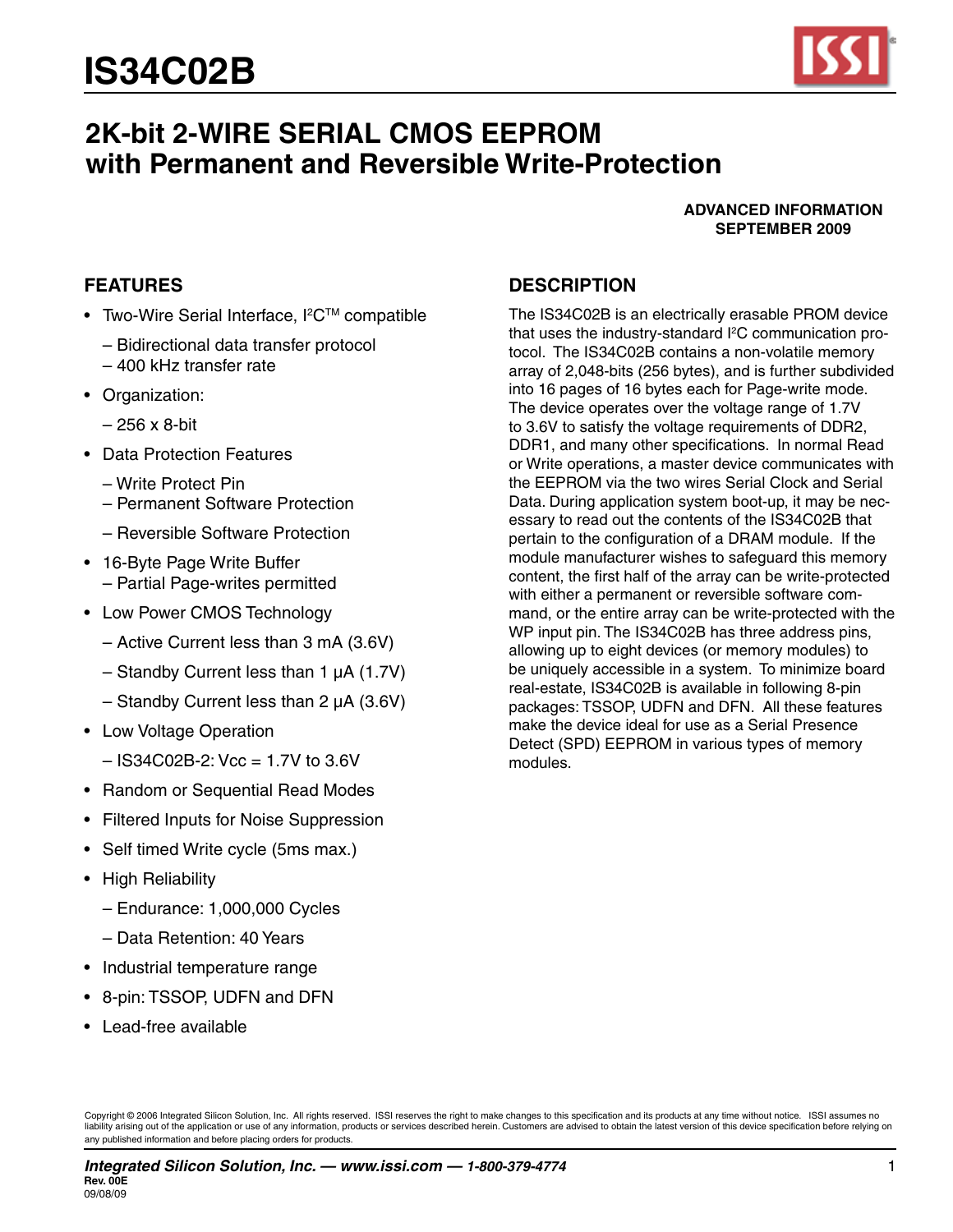# IS34C02B

## 2K-bit 2-WIRE SERIAL CMOS EEPROM with Permanent and Reversible Write-Protection

**ADVANCED INFORMATION**
**SEPTEMBER 2009**

### FEATURES

- Two-Wire Serial Interface, I²C™ compatible
  - – Bidirectional data transfer protocol
  - – 400 kHz transfer rate
- Organization:
  - – 256 x 8-bit
- Data Protection Features
  - – Write Protect Pin
  - – Permanent Software Protection
  - – Reversible Software Protection
- 16-Byte Page Write Buffer
  - – Partial Page-writes permitted
- Low Power CMOS Technology
  - – Active Current less than 3 mA (3.6V)
  - – Standby Current less than 1 µA (1.7V)
  - – Standby Current less than 2 µA (3.6V)
- Low Voltage Operation
  - – IS34C02B-2: Vcc = 1.7V to 3.6V
- Random or Sequential Read Modes
- Filtered Inputs for Noise Suppression
- Self timed Write cycle (5ms max.)
- High Reliability
  - – Endurance: 1,000,000 Cycles
  - – Data Retention: 40 Years
- Industrial temperature range
- 8-pin: TSSOP, UDFN and DFN
- Lead-free available

### DESCRIPTION

The IS34C02B is an electrically erasable PROM device that uses the industry-standard I²C communication protocol. The IS34C02B contains a non-volatile memory array of 2,048-bits (256 bytes), and is further subdivided into 16 pages of 16 bytes each for Page-write mode. The device operates over the voltage range of 1.7V to 3.6V to satisfy the voltage requirements of DDR2, DDR1, and many other specifications. In normal Read or Write operations, a master device communicates with the EEPROM via the two wires Serial Clock and Serial Data. During application system boot-up, it may be necessary to read out the contents of the IS34C02B that pertain to the configuration of a DRAM module. If the module manufacturer wishes to safeguard this memory content, the first half of the array can be write-protected with either a permanent or reversible software command, or the entire array can be write-protected with the WP input pin. The IS34C02B has three address pins, allowing up to eight devices (or memory modules) to be uniquely accessible in a system. To minimize board real-estate, IS34C02B is available in following 8-pin packages: TSSOP, UDFN and DFN. All these features make the device ideal for use as a Serial Presence Detect (SPD) EEPROM in various types of memory modules.

Copyright © 2006 Integrated Silicon Solution, Inc. All rights reserved. ISSI reserves the right to make changes to this specification and its products at any time without notice. ISSI assumes no liability arising out of the application or use of any information, products or services described herein. Customers are advised to obtain the latest version of this device specification before relying on any published information and before placing orders for products.

*Integrated Silicon Solution, Inc. — www.issi.com — 1-800-379-4774*
Rev. 00E
09/08/09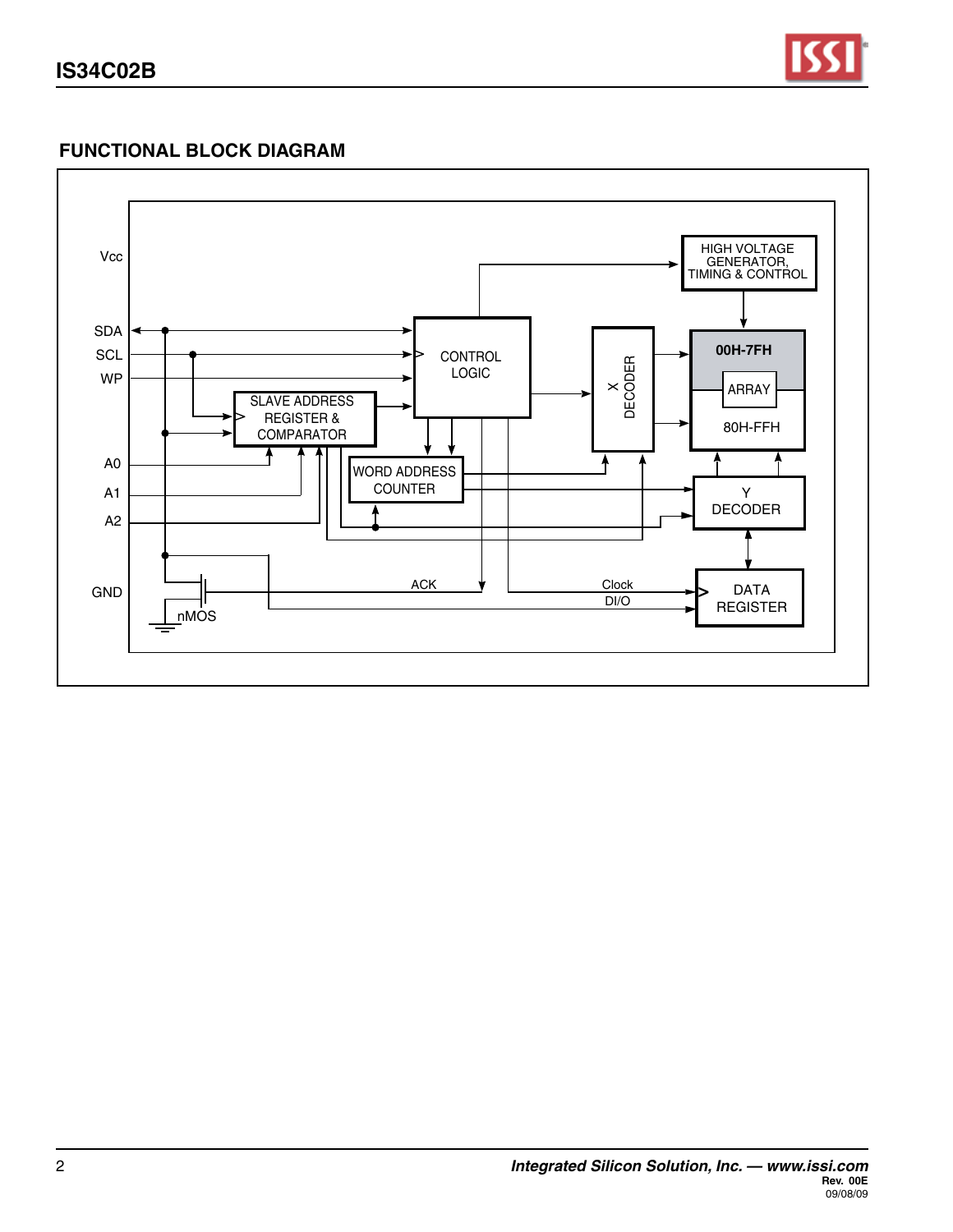## FUNCTIONAL BLOCK DIAGRAM

Vcc

SDA

SCL

WP

A0

A1

A2

GND

nMOS

HIGH VOLTAGE GENERATOR, TIMING & CONTROL

CONTROL LOGIC

SLAVE ADDRESS REGISTER & COMPARATOR

WORD ADDRESS COUNTER

X DECODER

00H-7FH

ARRAY

80H-FFH

Y DECODER

DATA REGISTER

ACK

Clock

DI/O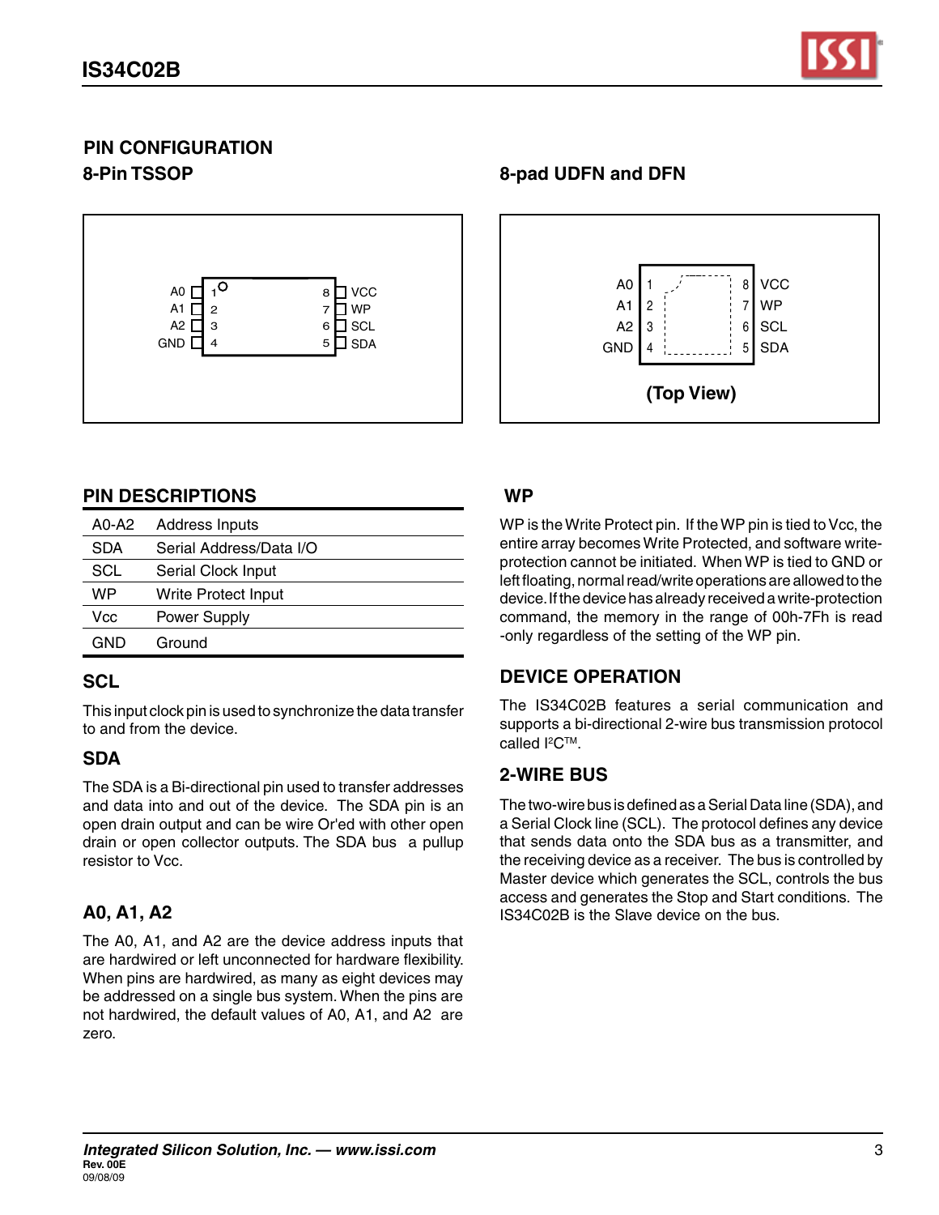## PIN CONFIGURATION

### 8-Pin TSSOP

| Pin | Name | Pin | Name |
|---|---|---|---|
| 1 | A0 | 8 | VCC |
| 2 | A1 | 7 | WP |
| 3 | A2 | 6 | SCL |
| 4 | GND | 5 | SDA |

### 8-pad UDFN and DFN

| Pin | Name | Pin | Name |
|---|---|---|---|
| 1 | A0 | 8 | VCC |
| 2 | A1 | 7 | WP |
| 3 | A2 | 6 | SCL |
| 4 | GND | 5 | SDA |

**(Top View)**

## PIN DESCRIPTIONS

| | |
|---|---|
| A0-A2 | Address Inputs |
| SDA | Serial Address/Data I/O |
| SCL | Serial Clock Input |
| WP | Write Protect Input |
| Vcc | Power Supply |
| GND | Ground |

## SCL

This input clock pin is used to synchronize the data transfer to and from the device.

## SDA

The SDA is a Bi-directional pin used to transfer addresses and data into and out of the device. The SDA pin is an open drain output and can be wire Or'ed with other open drain or open collector outputs. The SDA bus a pullup resistor to Vcc.

## A0, A1, A2

The A0, A1, and A2 are the device address inputs that are hardwired or left unconnected for hardware flexibility. When pins are hardwired, as many as eight devices may be addressed on a single bus system. When the pins are not hardwired, the default values of A0, A1, and A2 are zero.

## WP

WP is the Write Protect pin. If the WP pin is tied to Vcc, the entire array becomes Write Protected, and software write-protection cannot be initiated. When WP is tied to GND or left floating, normal read/write operations are allowed to the device. If the device has already received a write-protection command, the memory in the range of 00h-7Fh is read -only regardless of the setting of the WP pin.

## DEVICE OPERATION

The IS34C02B features a serial communication and supports a bi-directional 2-wire bus transmission protocol called I²C™.

## 2-WIRE BUS

The two-wire bus is defined as a Serial Data line (SDA), and a Serial Clock line (SCL). The protocol defines any device that sends data onto the SDA bus as a transmitter, and the receiving device as a receiver. The bus is controlled by Master device which generates the SCL, controls the bus access and generates the Stop and Start conditions. The IS34C02B is the Slave device on the bus.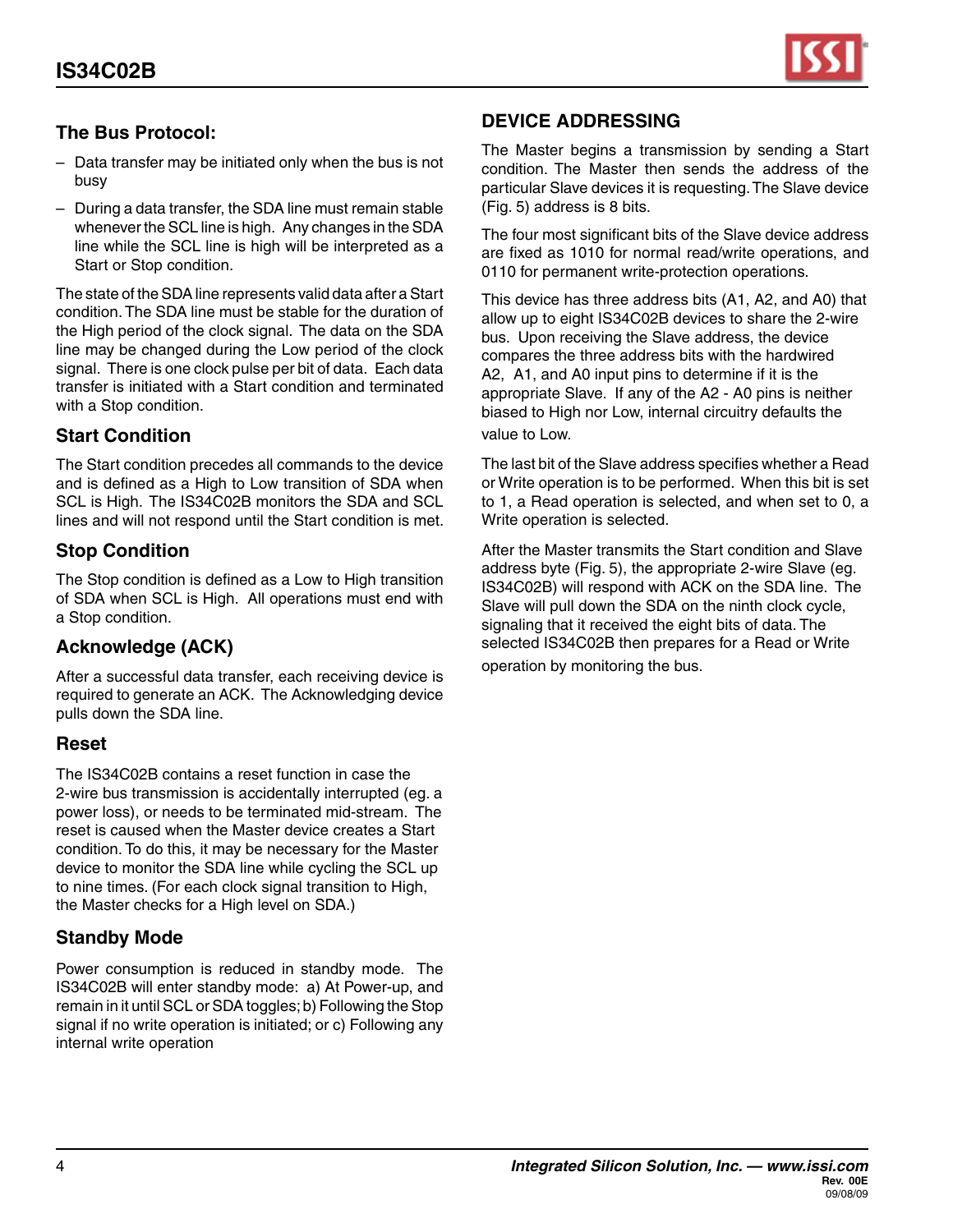## The Bus Protocol:

- Data transfer may be initiated only when the bus is not busy
- During a data transfer, the SDA line must remain stable whenever the SCL line is high. Any changes in the SDA line while the SCL line is high will be interpreted as a Start or Stop condition.

The state of the SDA line represents valid data after a Start condition. The SDA line must be stable for the duration of the High period of the clock signal. The data on the SDA line may be changed during the Low period of the clock signal. There is one clock pulse per bit of data. Each data transfer is initiated with a Start condition and terminated with a Stop condition.

### Start Condition

The Start condition precedes all commands to the device and is defined as a High to Low transition of SDA when SCL is High. The IS34C02B monitors the SDA and SCL lines and will not respond until the Start condition is met.

### Stop Condition

The Stop condition is defined as a Low to High transition of SDA when SCL is High. All operations must end with a Stop condition.

### Acknowledge (ACK)

After a successful data transfer, each receiving device is required to generate an ACK. The Acknowledging device pulls down the SDA line.

### Reset

The IS34C02B contains a reset function in case the 2-wire bus transmission is accidentally interrupted (eg. a power loss), or needs to be terminated mid-stream. The reset is caused when the Master device creates a Start condition. To do this, it may be necessary for the Master device to monitor the SDA line while cycling the SCL up to nine times. (For each clock signal transition to High, the Master checks for a High level on SDA.)

### Standby Mode

Power consumption is reduced in standby mode. The IS34C02B will enter standby mode: a) At Power-up, and remain in it until SCL or SDA toggles; b) Following the Stop signal if no write operation is initiated; or c) Following any internal write operation

## DEVICE ADDRESSING

The Master begins a transmission by sending a Start condition. The Master then sends the address of the particular Slave devices it is requesting. The Slave device (Fig. 5) address is 8 bits.

The four most significant bits of the Slave device address are fixed as 1010 for normal read/write operations, and 0110 for permanent write-protection operations.

This device has three address bits (A1, A2, and A0) that allow up to eight IS34C02B devices to share the 2-wire bus. Upon receiving the Slave address, the device compares the three address bits with the hardwired A2, A1, and A0 input pins to determine if it is the appropriate Slave. If any of the A2 - A0 pins is neither biased to High nor Low, internal circuitry defaults the value to Low.

The last bit of the Slave address specifies whether a Read or Write operation is to be performed. When this bit is set to 1, a Read operation is selected, and when set to 0, a Write operation is selected.

After the Master transmits the Start condition and Slave address byte (Fig. 5), the appropriate 2-wire Slave (eg. IS34C02B) will respond with ACK on the SDA line. The Slave will pull down the SDA on the ninth clock cycle, signaling that it received the eight bits of data. The selected IS34C02B then prepares for a Read or Write operation by monitoring the bus.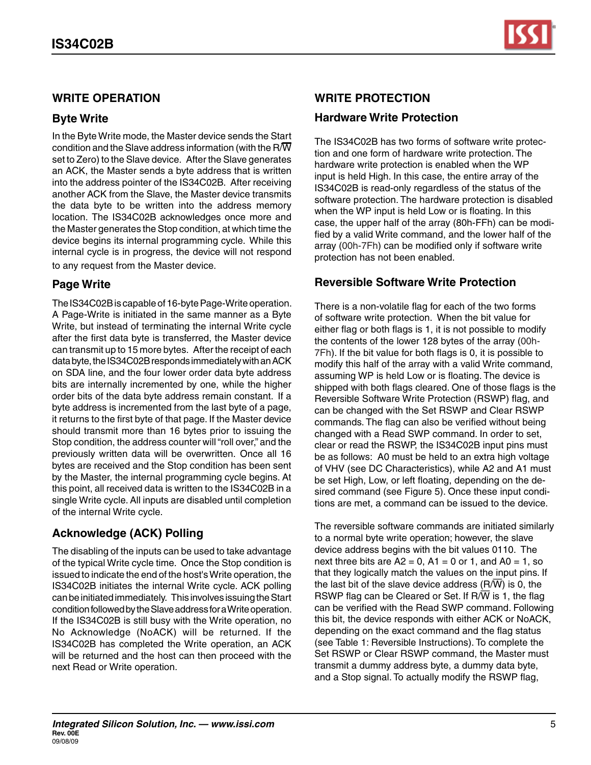## WRITE OPERATION

### Byte Write

In the Byte Write mode, the Master device sends the Start condition and the Slave address information (with the R/$\overline{W}$ set to Zero) to the Slave device. After the Slave generates an ACK, the Master sends a byte address that is written into the address pointer of the IS34C02B. After receiving another ACK from the Slave, the Master device transmits the data byte to be written into the address memory location. The IS34C02B acknowledges once more and the Master generates the Stop condition, at which time the device begins its internal programming cycle. While this internal cycle is in progress, the device will not respond to any request from the Master device.

### Page Write

The IS34C02B is capable of 16-byte Page-Write operation. A Page-Write is initiated in the same manner as a Byte Write, but instead of terminating the internal Write cycle after the first data byte is transferred, the Master device can transmit up to 15 more bytes. After the receipt of each data byte, the IS34C02B responds immediately with an ACK on SDA line, and the four lower order data byte address bits are internally incremented by one, while the higher order bits of the data byte address remain constant. If a byte address is incremented from the last byte of a page, it returns to the first byte of that page. If the Master device should transmit more than 16 bytes prior to issuing the Stop condition, the address counter will "roll over," and the previously written data will be overwritten. Once all 16 bytes are received and the Stop condition has been sent by the Master, the internal programming cycle begins. At this point, all received data is written to the IS34C02B in a single Write cycle. All inputs are disabled until completion of the internal Write cycle.

### Acknowledge (ACK) Polling

The disabling of the inputs can be used to take advantage of the typical Write cycle time. Once the Stop condition is issued to indicate the end of the host's Write operation, the IS34C02B initiates the internal Write cycle. ACK polling can be initiated immediately. This involves issuing the Start condition followed by the Slave address for a Write operation. If the IS34C02B is still busy with the Write operation, no No Acknowledge (NoACK) will be returned. If the IS34C02B has completed the Write operation, an ACK will be returned and the host can then proceed with the next Read or Write operation.

## WRITE PROTECTION

### Hardware Write Protection

The IS34C02B has two forms of software write protection and one form of hardware write protection. The hardware write protection is enabled when the WP input is held High. In this case, the entire array of the IS34C02B is read-only regardless of the status of the software protection. The hardware protection is disabled when the WP input is held Low or is floating. In this case, the upper half of the array (80h-FFh) can be modified by a valid Write command, and the lower half of the array (00h-7Fh) can be modified only if software write protection has not been enabled.

### Reversible Software Write Protection

There is a non-volatile flag for each of the two forms of software write protection. When the bit value for either flag or both flags is 1, it is not possible to modify the contents of the lower 128 bytes of the array (00h-7Fh). If the bit value for both flags is 0, it is possible to modify this half of the array with a valid Write command, assuming WP is held Low or is floating. The device is shipped with both flags cleared. One of those flags is the Reversible Software Write Protection (RSWP) flag, and can be changed with the Set RSWP and Clear RSWP commands. The flag can also be verified without being changed with a Read SWP command. In order to set, clear or read the RSWP, the IS34C02B input pins must be as follows: A0 must be held to an extra high voltage of VHV (see DC Characteristics), while A2 and A1 must be set High, Low, or left floating, depending on the desired command (see Figure 5). Once these input conditions are met, a command can be issued to the device.

The reversible software commands are initiated similarly to a normal byte write operation; however, the slave device address begins with the bit values 0110. The next three bits are A2 = 0, A1 = 0 or 1, and A0 = 1, so that they logically match the values on the input pins. If the last bit of the slave device address (R/$\overline{W}$) is 0, the RSWP flag can be Cleared or Set. If R/$\overline{W}$ is 1, the flag can be verified with the Read SWP command. Following this bit, the device responds with either ACK or NoACK, depending on the exact command and the flag status (see Table 1: Reversible Instructions). To complete the Set RSWP or Clear RSWP command, the Master must transmit a dummy address byte, a dummy data byte, and a Stop signal. To actually modify the RSWP flag,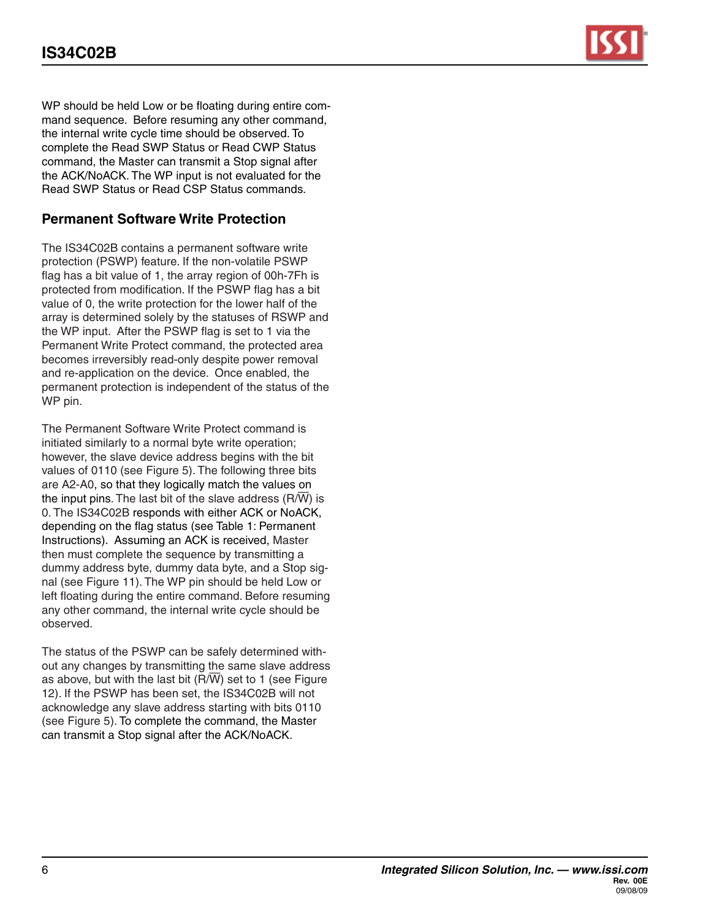WP should be held Low or be floating during entire command sequence. Before resuming any other command, the internal write cycle time should be observed. To complete the Read SWP Status or Read CWP Status command, the Master can transmit a Stop signal after the ACK/NoACK. The WP input is not evaluated for the Read SWP Status or Read CSP Status commands.

### Permanent Software Write Protection

The IS34C02B contains a permanent software write protection (PSWP) feature. If the non-volatile PSWP flag has a bit value of 1, the array region of 00h-7Fh is protected from modification. If the PSWP flag has a bit value of 0, the write protection for the lower half of the array is determined solely by the statuses of RSWP and the WP input. After the PSWP flag is set to 1 via the Permanent Write Protect command, the protected area becomes irreversibly read-only despite power removal and re-application on the device. Once enabled, the permanent protection is independent of the status of the WP pin.

The Permanent Software Write Protect command is initiated similarly to a normal byte write operation; however, the slave device address begins with the bit values of 0110 (see Figure 5). The following three bits are A2-A0, so that they logically match the values on the input pins. The last bit of the slave address (R/$\overline{\text{W}}$) is 0. The IS34C02B responds with either ACK or NoACK, depending on the flag status (see Table 1: Permanent Instructions). Assuming an ACK is received, Master then must complete the sequence by transmitting a dummy address byte, dummy data byte, and a Stop signal (see Figure 11). The WP pin should be held Low or left floating during the entire command. Before resuming any other command, the internal write cycle should be observed.

The status of the PSWP can be safely determined without any changes by transmitting the same slave address as above, but with the last bit (R/$\overline{\text{W}}$) set to 1 (see Figure 12). If the PSWP has been set, the IS34C02B will not acknowledge any slave address starting with bits 0110 (see Figure 5). To complete the command, the Master can transmit a Stop signal after the ACK/NoACK.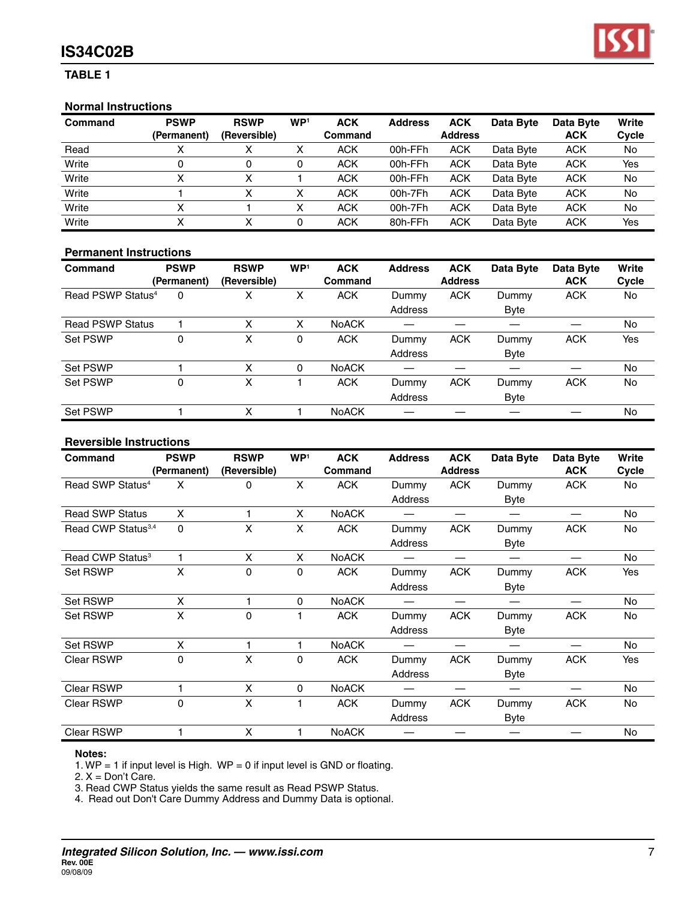## TABLE 1

### Normal Instructions

| Command | PSWP (Permanent) | RSWP (Reversible) | WP[1] | ACK Command | Address | ACK Address | Data Byte | Data Byte ACK | Write Cycle |
|---|---|---|---|---|---|---|---|---|---|
| Read | X | X | X | ACK | 00h-FFh | ACK | Data Byte | ACK | No |
| Write | 0 | 0 | 0 | ACK | 00h-FFh | ACK | Data Byte | ACK | Yes |
| Write | X | X | 1 | ACK | 00h-FFh | ACK | Data Byte | ACK | No |
| Write | 1 | X | X | ACK | 00h-7Fh | ACK | Data Byte | ACK | No |
| Write | X | 1 | X | ACK | 00h-7Fh | ACK | Data Byte | ACK | No |
| Write | X | X | 0 | ACK | 80h-FFh | ACK | Data Byte | ACK | Yes |

### Permanent Instructions

| Command | PSWP (Permanent) | RSWP (Reversible) | WP[1] | ACK Command | Address | ACK Address | Data Byte | Data Byte ACK | Write Cycle |
|---|---|---|---|---|---|---|---|---|---|
| Read PSWP Status[4] | 0 | X | X | ACK | Dummy Address | ACK | Dummy Byte | ACK | No |
| Read PSWP Status | 1 | X | X | NoACK | — | — | — | — | No |
| Set PSWP | 0 | X | 0 | ACK | Dummy Address | ACK | Dummy Byte | ACK | Yes |
| Set PSWP | 1 | X | 0 | NoACK | — | — | — | — | No |
| Set PSWP | 0 | X | 1 | ACK | Dummy Address | ACK | Dummy Byte | ACK | No |
| Set PSWP | 1 | X | 1 | NoACK | — | — | — | — | No |

### Reversible Instructions

| Command | PSWP (Permanent) | RSWP (Reversible) | WP[1] | ACK Command | Address | ACK Address | Data Byte | Data Byte ACK | Write Cycle |
|---|---|---|---|---|---|---|---|---|---|
| Read SWP Status[4] | X | 0 | X | ACK | Dummy Address | ACK | Dummy Byte | ACK | No |
| Read SWP Status | X | 1 | X | NoACK | — | — | — | — | No |
| Read CWP Status[3,4] | 0 | X | X | ACK | Dummy Address | ACK | Dummy Byte | ACK | No |
| Read CWP Status[3] | 1 | X | X | NoACK | — | — | — | — | No |
| Set RSWP | X | 0 | 0 | ACK | Dummy Address | ACK | Dummy Byte | ACK | Yes |
| Set RSWP | X | 1 | 0 | NoACK | — | — | — | — | No |
| Set RSWP | X | 0 | 1 | ACK | Dummy Address | ACK | Dummy Byte | ACK | No |
| Set RSWP | X | 1 | 1 | NoACK | — | — | — | — | No |
| Clear RSWP | 0 | X | 0 | ACK | Dummy Address | ACK | Dummy Byte | ACK | Yes |
| Clear RSWP | 1 | X | 0 | NoACK | — | — | — | — | No |
| Clear RSWP | 0 | X | 1 | ACK | Dummy Address | ACK | Dummy Byte | ACK | No |
| Clear RSWP | 1 | X | 1 | NoACK | — | — | — | — | No |

**Notes:**

1. WP = 1 if input level is High. WP = 0 if input level is GND or floating.
2. X = Don't Care.
3. Read CWP Status yields the same result as Read PSWP Status.
4. Read out Don't Care Dummy Address and Dummy Data is optional.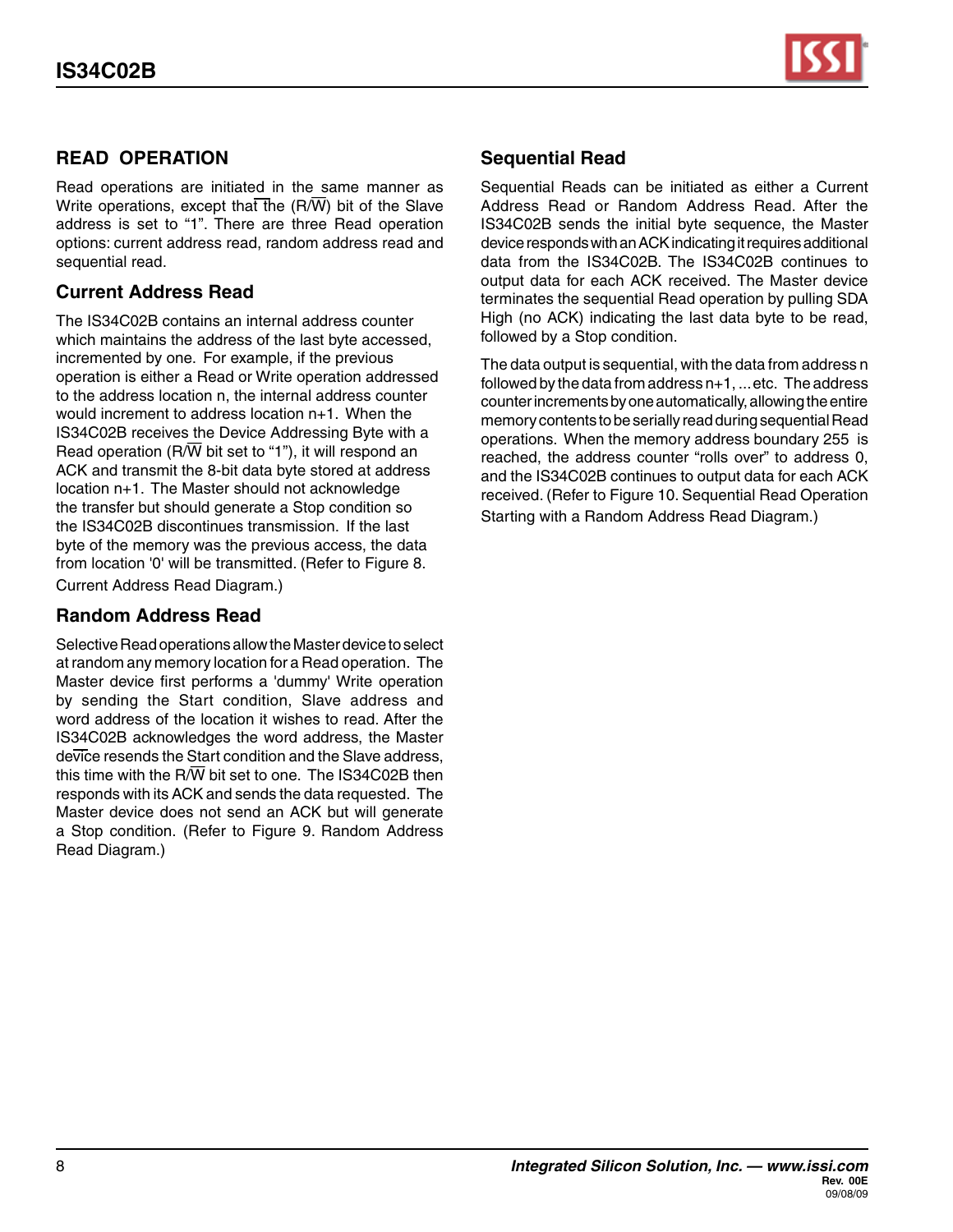## READ OPERATION

Read operations are initiated in the same manner as Write operations, except that the (R/$\overline{W}$) bit of the Slave address is set to "1". There are three Read operation options: current address read, random address read and sequential read.

### Current Address Read

The IS34C02B contains an internal address counter which maintains the address of the last byte accessed, incremented by one. For example, if the previous operation is either a Read or Write operation addressed to the address location n, the internal address counter would increment to address location n+1. When the IS34C02B receives the Device Addressing Byte with a Read operation (R/$\overline{W}$ bit set to "1"), it will respond an ACK and transmit the 8-bit data byte stored at address location n+1. The Master should not acknowledge the transfer but should generate a Stop condition so the IS34C02B discontinues transmission. If the last byte of the memory was the previous access, the data from location '0' will be transmitted. (Refer to Figure 8. Current Address Read Diagram.)

### Random Address Read

Selective Read operations allow the Master device to select at random any memory location for a Read operation. The Master device first performs a 'dummy' Write operation by sending the Start condition, Slave address and word address of the location it wishes to read. After the IS34C02B acknowledges the word address, the Master device resends the Start condition and the Slave address, this time with the R/$\overline{W}$ bit set to one. The IS34C02B then responds with its ACK and sends the data requested. The Master device does not send an ACK but will generate a Stop condition. (Refer to Figure 9. Random Address Read Diagram.)

### Sequential Read

Sequential Reads can be initiated as either a Current Address Read or Random Address Read. After the IS34C02B sends the initial byte sequence, the Master device responds with an ACK indicating it requires additional data from the IS34C02B. The IS34C02B continues to output data for each ACK received. The Master device terminates the sequential Read operation by pulling SDA High (no ACK) indicating the last data byte to be read, followed by a Stop condition.

The data output is sequential, with the data from address n followed by the data from address n+1, ... etc. The address counter increments by one automatically, allowing the entire memory contents to be serially read during sequential Read operations. When the memory address boundary 255 is reached, the address counter "rolls over" to address 0, and the IS34C02B continues to output data for each ACK received. (Refer to Figure 10. Sequential Read Operation Starting with a Random Address Read Diagram.)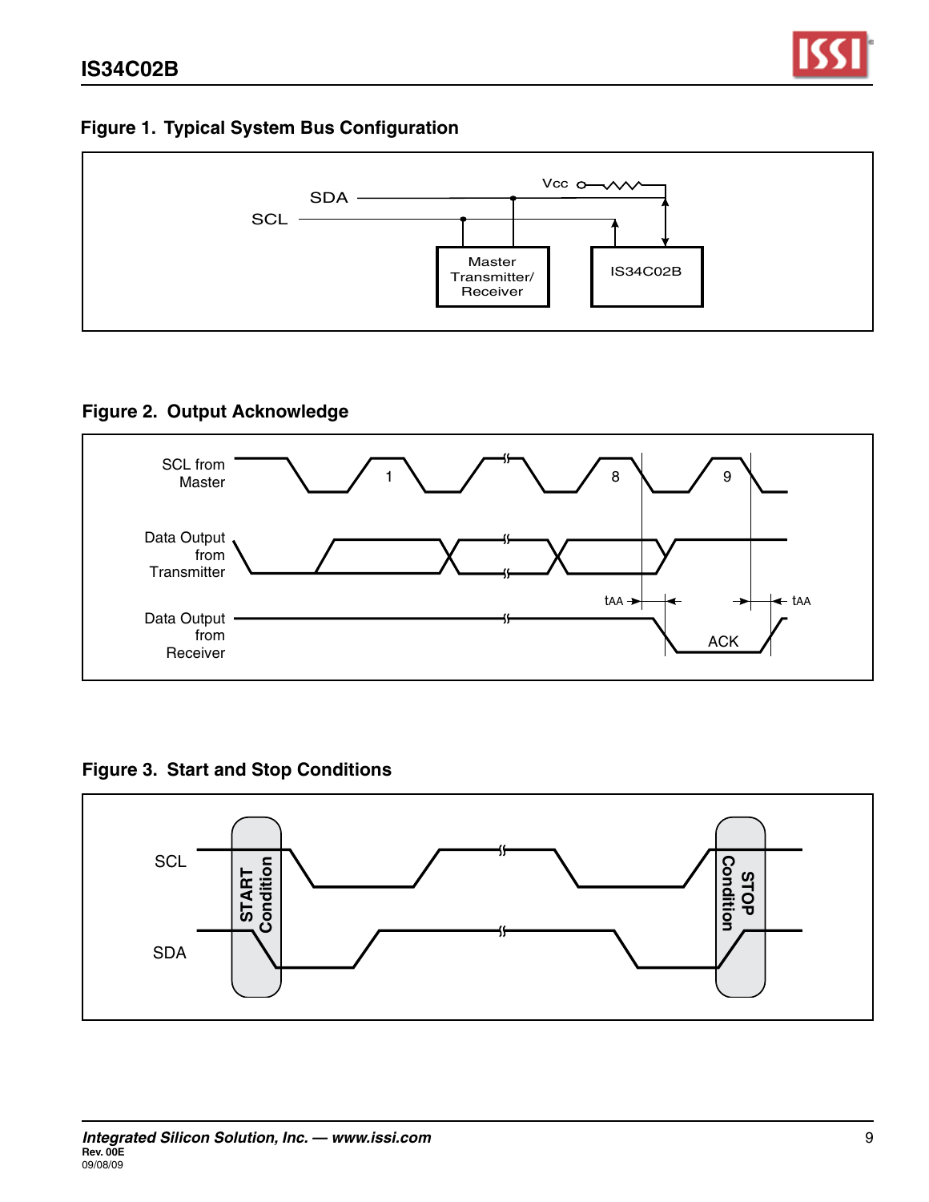## Figure 1. Typical System Bus Configuration

SDA

SCL

Vcc

Master Transmitter/ Receiver

IS34C02B

## Figure 2. Output Acknowledge

SCL from Master

1

8

9

Data Output from Transmitter

tAA

tAA

Data Output from Receiver

ACK

## Figure 3. Start and Stop Conditions

SCL

SDA

START Condition

STOP Condition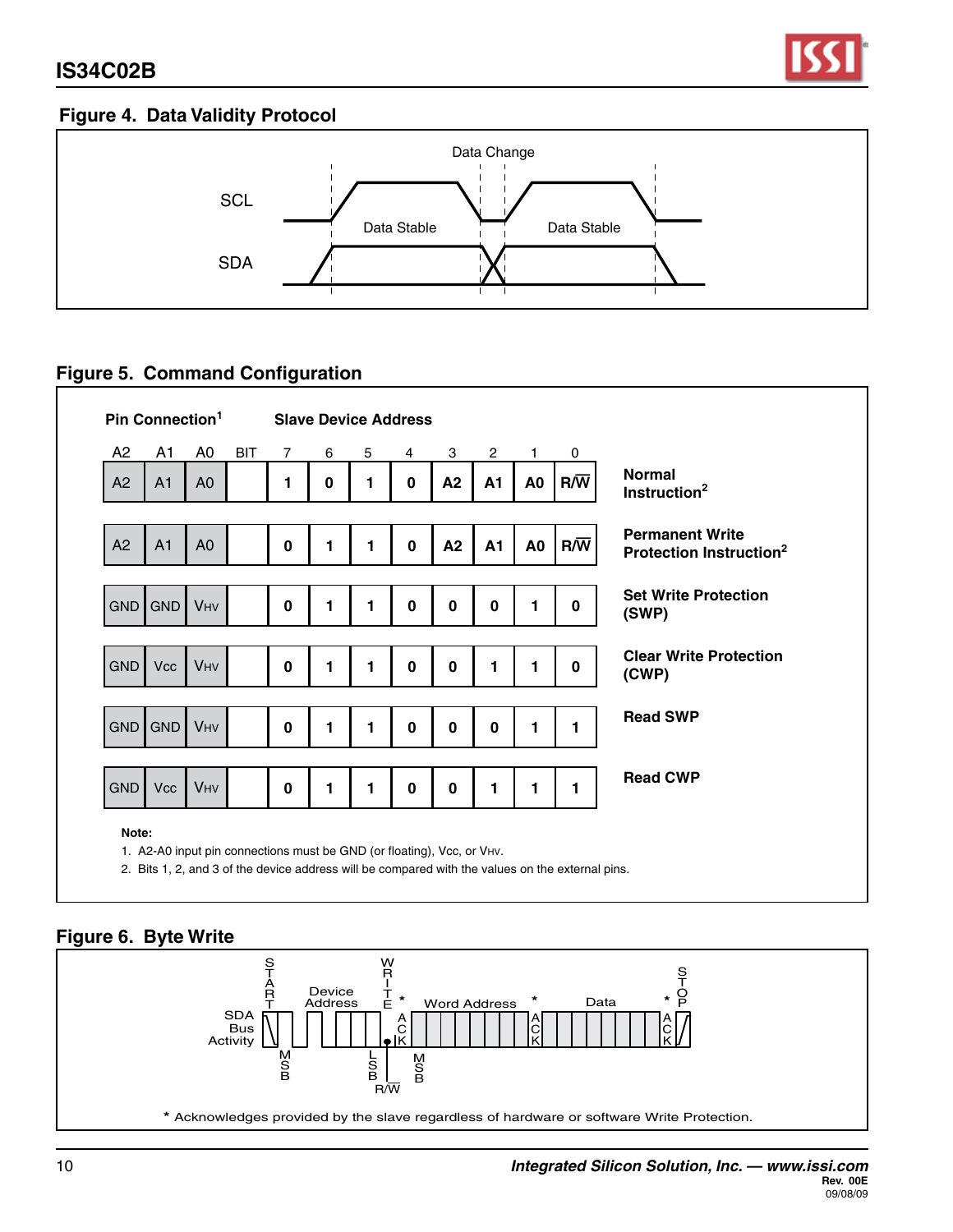## Figure 4. Data Validity Protocol

SCL

SDA

Data Change

Data Stable

Data Stable

## Figure 5. Command Configuration

| Pin Connection[1] A2 | A1 | A0 | BIT | 7 | 6 | 5 | 4 | 3 | 2 | 1 | 0 | |
|---|---|---|---|---|---|---|---|---|---|---|---|---|
| A2 | A1 | A0 | | 1 | 0 | 1 | 0 | A2 | A1 | A0 | R/$\overline{W}$ | **Normal Instruction[2]** |
| A2 | A1 | A0 | | 0 | 1 | 1 | 0 | A2 | A1 | A0 | R/$\overline{W}$ | **Permanent Write Protection Instruction[2]** |
| GND | GND | VHV | | 0 | 1 | 1 | 0 | 0 | 0 | 1 | 0 | **Set Write Protection (SWP)** |
| GND | Vcc | VHV | | 0 | 1 | 1 | 0 | 0 | 1 | 1 | 0 | **Clear Write Protection (CWP)** |
| GND | GND | VHV | | 0 | 1 | 1 | 0 | 0 | 0 | 1 | 1 | **Read SWP** |
| GND | Vcc | VHV | | 0 | 1 | 1 | 0 | 0 | 1 | 1 | 1 | **Read CWP** |

Bits 7–0: Slave Device Address

**Note:**

1. A2-A0 input pin connections must be GND (or floating), Vcc, or VHV.
2. Bits 1, 2, and 3 of the device address will be compared with the values on the external pins.

## Figure 6. Byte Write

SDA Bus Activity: START – Device Address (MSB … LSB) – WRITE (R/$\overline{W}$) – ACK* – Word Address (MSB …) – ACK* – Data – ACK* – STOP

\* Acknowledges provided by the slave regardless of hardware or software Write Protection.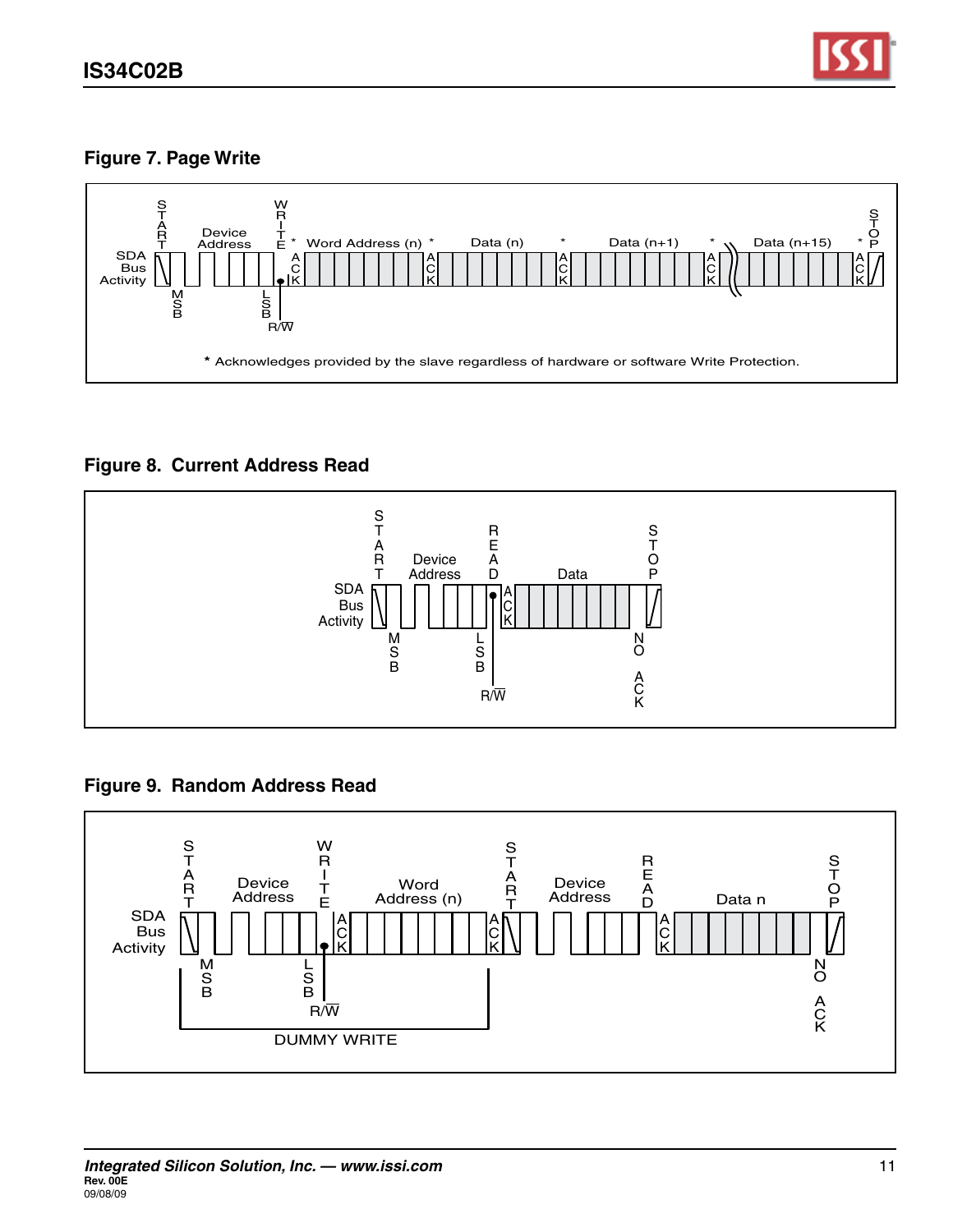## Figure 7. Page Write

SDA Bus Activity: START, Device Address (MSB ... LSB, R/W), WRITE, ACK*, Word Address (n), ACK*, Data (n), ACK*, Data (n+1), ACK*, Data (n+15), ACK*, STOP

\* Acknowledges provided by the slave regardless of hardware or software Write Protection.

## Figure 8. Current Address Read

SDA Bus Activity: START, Device Address (MSB ... LSB, R/W), READ, ACK, Data, NO ACK, STOP

## Figure 9. Random Address Read

SDA Bus Activity: START, Device Address (MSB ... LSB, R/W), WRITE, ACK, Word Address (n), ACK, START, Device Address, READ, ACK, Data n, NO ACK, STOP

DUMMY WRITE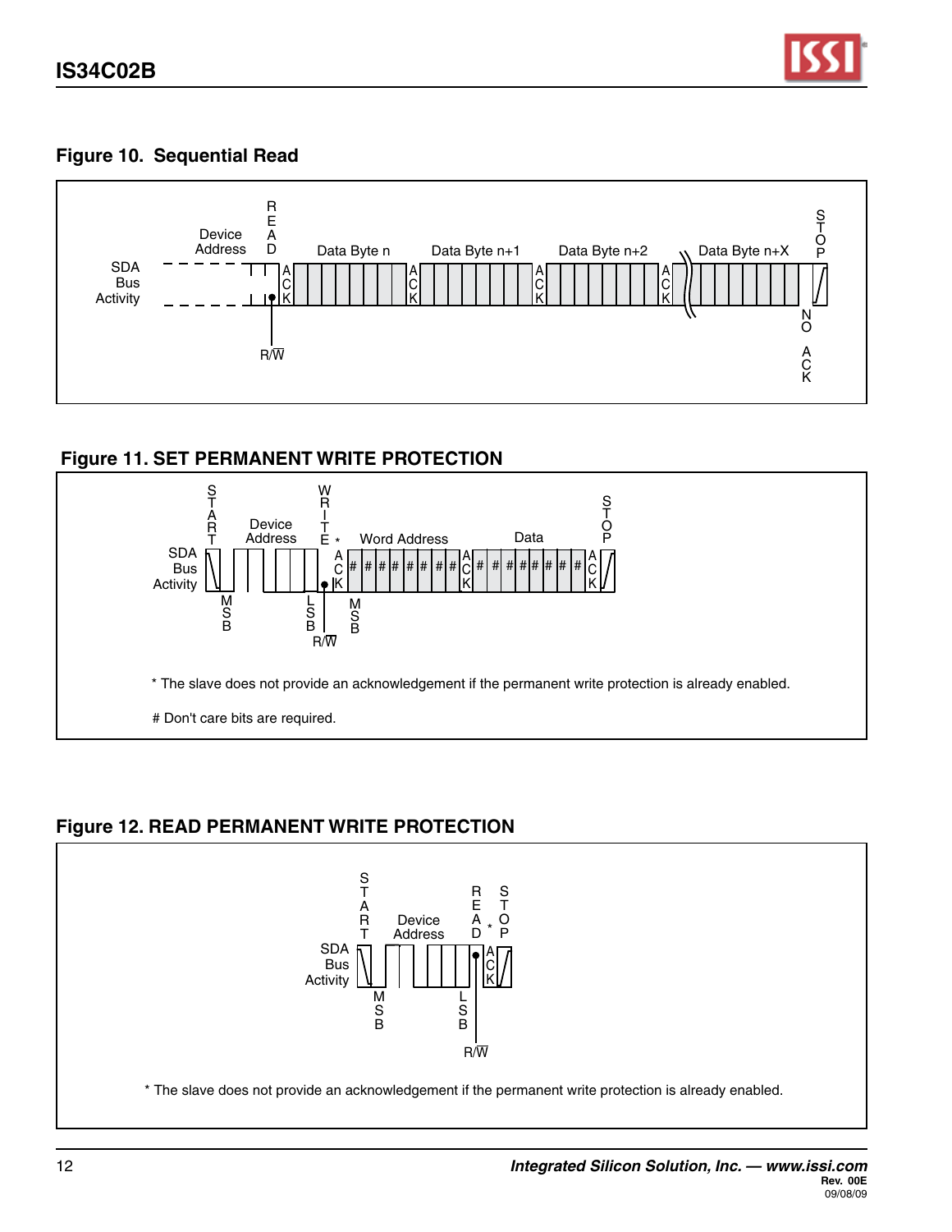## Figure 10. Sequential Read

SDA Bus Activity — Device Address, READ, R/W, ACK, Data Byte n, ACK, Data Byte n+1, ACK, Data Byte n+2, ACK, Data Byte n+X, NO ACK, STOP

## Figure 11. SET PERMANENT WRITE PROTECTION

SDA Bus Activity — START, MSB, Device Address, LSB, WRITE, R/W, *, ACK, MSB, Word Address, ACK, Data, ACK, STOP

* The slave does not provide an acknowledgement if the permanent write protection is already enabled.

# Don't care bits are required.

## Figure 12. READ PERMANENT WRITE PROTECTION

SDA Bus Activity — START, MSB, Device Address, LSB, READ, R/W, *, ACK, STOP

* The slave does not provide an acknowledgement if the permanent write protection is already enabled.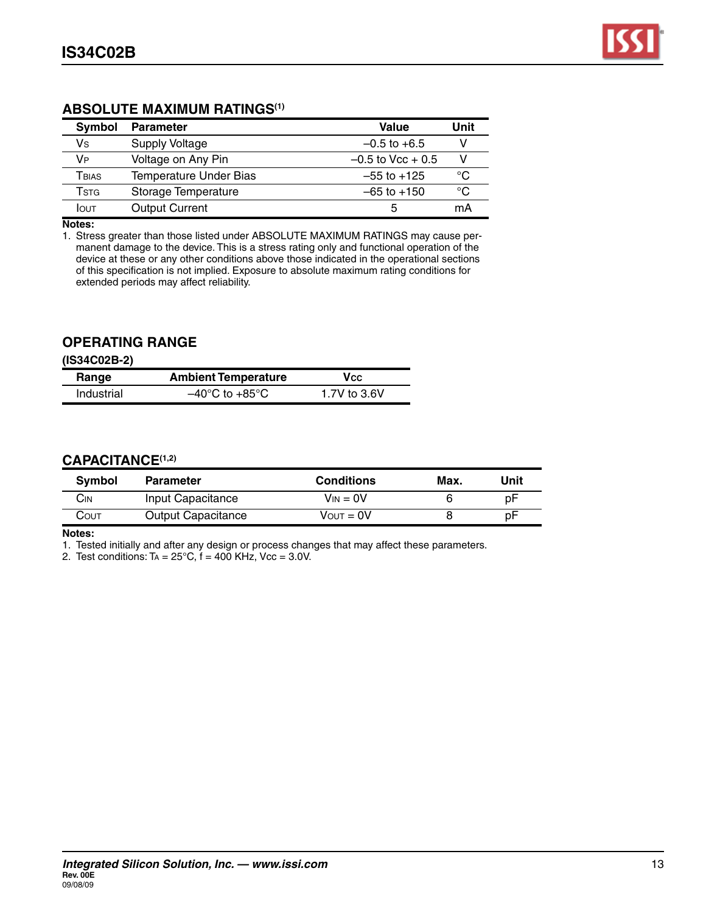## ABSOLUTE MAXIMUM RATINGS[1]

| Symbol | Parameter | Value | Unit |
|---|---|---|---|
| $V_S$ | Supply Voltage | –0.5 to +6.5 | V |
| $V_P$ | Voltage on Any Pin | –0.5 to $V_{CC}$ + 0.5 | V |
| $T_{BIAS}$ | Temperature Under Bias | –55 to +125 | °C |
| $T_{STG}$ | Storage Temperature | –65 to +150 | °C |
| $I_{OUT}$ | Output Current | 5 | mA |

**Notes:**

1. Stress greater than those listed under ABSOLUTE MAXIMUM RATINGS may cause permanent damage to the device. This is a stress rating only and functional operation of the device at these or any other conditions above those indicated in the operational sections of this specification is not implied. Exposure to absolute maximum rating conditions for extended periods may affect reliability.

## OPERATING RANGE

**(IS34C02B-2)**

| Range | Ambient Temperature | $V_{CC}$ |
|---|---|---|
| Industrial | –40°C to +85°C | 1.7V to 3.6V |

## CAPACITANCE[1,2]

| Symbol | Parameter | Conditions | Max. | Unit |
|---|---|---|---|---|
| $C_{IN}$ | Input Capacitance | $V_{IN}$ = 0V | 6 | pF |
| $C_{OUT}$ | Output Capacitance | $V_{OUT}$ = 0V | 8 | pF |

**Notes:**

1. Tested initially and after any design or process changes that may affect these parameters.
2. Test conditions: $T_A$ = 25°C, f = 400 KHz, $V_{CC}$ = 3.0V.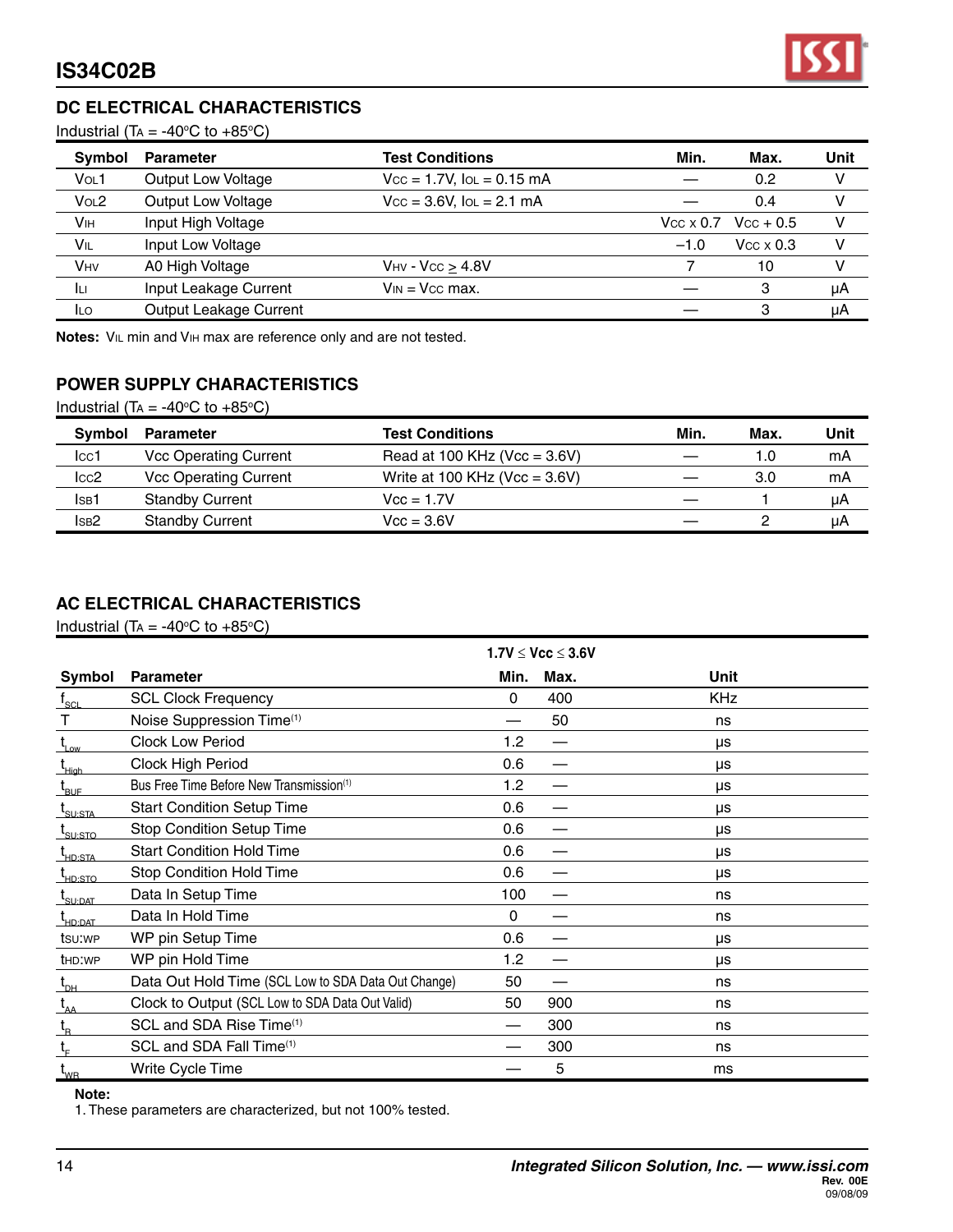## DC ELECTRICAL CHARACTERISTICS

Industrial ($T_A$ = -40°C to +85°C)

| Symbol | Parameter | Test Conditions | Min. | Max. | Unit |
|---|---|---|---|---|---|
| $V_{OL}1$ | Output Low Voltage | $V_{CC}$ = 1.7V, $I_{OL}$ = 0.15 mA | — | 0.2 | V |
| $V_{OL}2$ | Output Low Voltage | $V_{CC}$ = 3.6V, $I_{OL}$ = 2.1 mA | — | 0.4 | V |
| $V_{IH}$ | Input High Voltage | | $V_{CC}$ x 0.7 | $V_{CC}$ + 0.5 | V |
| $V_{IL}$ | Input Low Voltage | | –1.0 | $V_{CC}$ x 0.3 | V |
| $V_{HV}$ | A0 High Voltage | $V_{HV}$ - $V_{CC}$ $\geq$ 4.8V | 7 | 10 | V |
| $I_{LI}$ | Input Leakage Current | $V_{IN}$ = $V_{CC}$ max. | — | 3 | µA |
| $I_{LO}$ | Output Leakage Current | | — | 3 | µA |

**Notes:** $V_{IL}$ min and $V_{IH}$ max are reference only and are not tested.

## POWER SUPPLY CHARACTERISTICS

Industrial ($T_A$ = -40°C to +85°C)

| Symbol | Parameter | Test Conditions | Min. | Max. | Unit |
|---|---|---|---|---|---|
| $I_{CC}1$ | Vcc Operating Current | Read at 100 KHz (Vcc = 3.6V) | — | 1.0 | mA |
| $I_{CC}2$ | Vcc Operating Current | Write at 100 KHz (Vcc = 3.6V) | — | 3.0 | mA |
| $I_{SB}1$ | Standby Current | Vcc = 1.7V | — | 1 | µA |
| $I_{SB}2$ | Standby Current | Vcc = 3.6V | — | 2 | µA |

## AC ELECTRICAL CHARACTERISTICS

Industrial ($T_A$ = -40°C to +85°C)

| | | 1.7V ≤ Vcc ≤ 3.6V | | |
|---|---|---|---|---|
| **Symbol** | **Parameter** | **Min.** | **Max.** | **Unit** |
| $f_{SCL}$ | SCL Clock Frequency | 0 | 400 | KHz |
| T | Noise Suppression Time[1] | — | 50 | ns |
| $t_{Low}$ | Clock Low Period | 1.2 | — | µs |
| $t_{High}$ | Clock High Period | 0.6 | — | µs |
| $t_{BUF}$ | Bus Free Time Before New Transmission[1] | 1.2 | — | µs |
| $t_{SU:STA}$ | Start Condition Setup Time | 0.6 | — | µs |
| $t_{SU:STO}$ | Stop Condition Setup Time | 0.6 | — | µs |
| $t_{HD:STA}$ | Start Condition Hold Time | 0.6 | — | µs |
| $t_{HD:STO}$ | Stop Condition Hold Time | 0.6 | — | µs |
| $t_{SU:DAT}$ | Data In Setup Time | 100 | — | ns |
| $t_{HD:DAT}$ | Data In Hold Time | 0 | — | ns |
| $t_{SU:WP}$ | WP pin Setup Time | 0.6 | — | µs |
| $t_{HD:WP}$ | WP pin Hold Time | 1.2 | — | µs |
| $t_{DH}$ | Data Out Hold Time (SCL Low to SDA Data Out Change) | 50 | — | ns |
| $t_{AA}$ | Clock to Output (SCL Low to SDA Data Out Valid) | 50 | 900 | ns |
| $t_R$ | SCL and SDA Rise Time[1] | — | 300 | ns |
| $t_F$ | SCL and SDA Fall Time[1] | — | 300 | ns |
| $t_{WR}$ | Write Cycle Time | — | 5 | ms |

**Note:**

1. These parameters are characterized, but not 100% tested.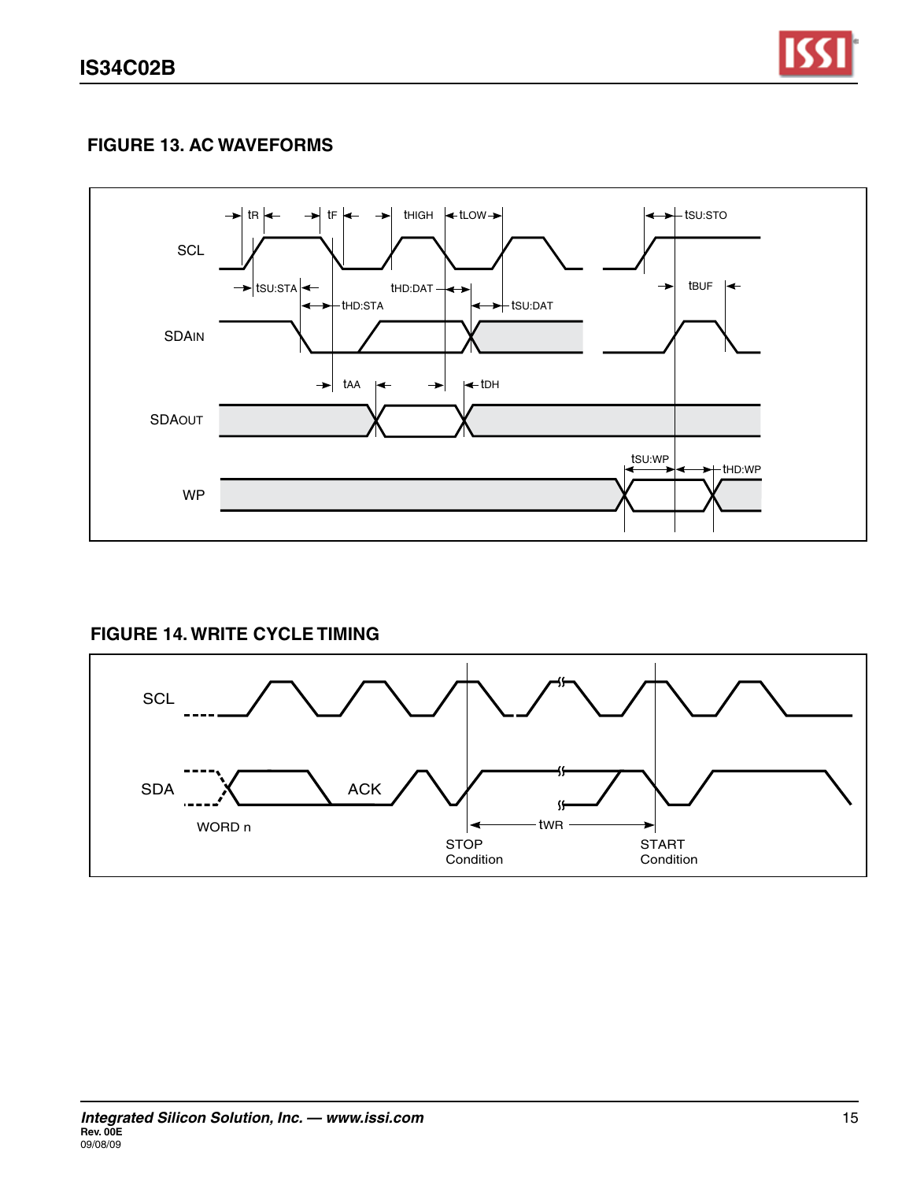## FIGURE 13. AC WAVEFORMS

## FIGURE 14. WRITE CYCLE TIMING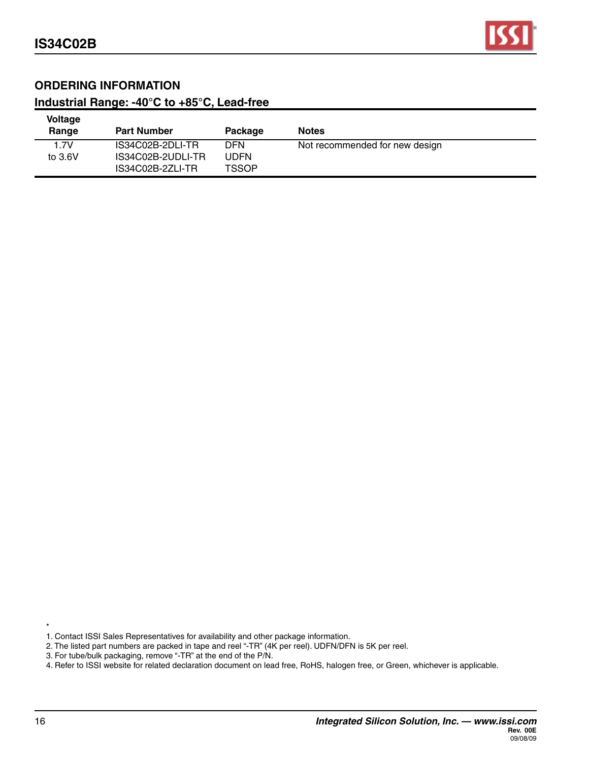## ORDERING INFORMATION

### Industrial Range: -40°C to +85°C, Lead-free

| Voltage Range | Part Number | Package | Notes |
|---|---|---|---|
| 1.7V to 3.6V | IS34C02B-2DLI-TR | DFN | Not recommended for new design |
| | IS34C02B-2UDLI-TR | UDFN | |
| | IS34C02B-2ZLI-TR | TSSOP | |

*

1. Contact ISSI Sales Representatives for availability and other package information.
2. The listed part numbers are packed in tape and reel "-TR" (4K per reel). UDFN/DFN is 5K per reel.
3. For tube/bulk packaging, remove "-TR" at the end of the P/N.
4. Refer to ISSI website for related declaration document on lead free, RoHS, halogen free, or Green, whichever is applicable.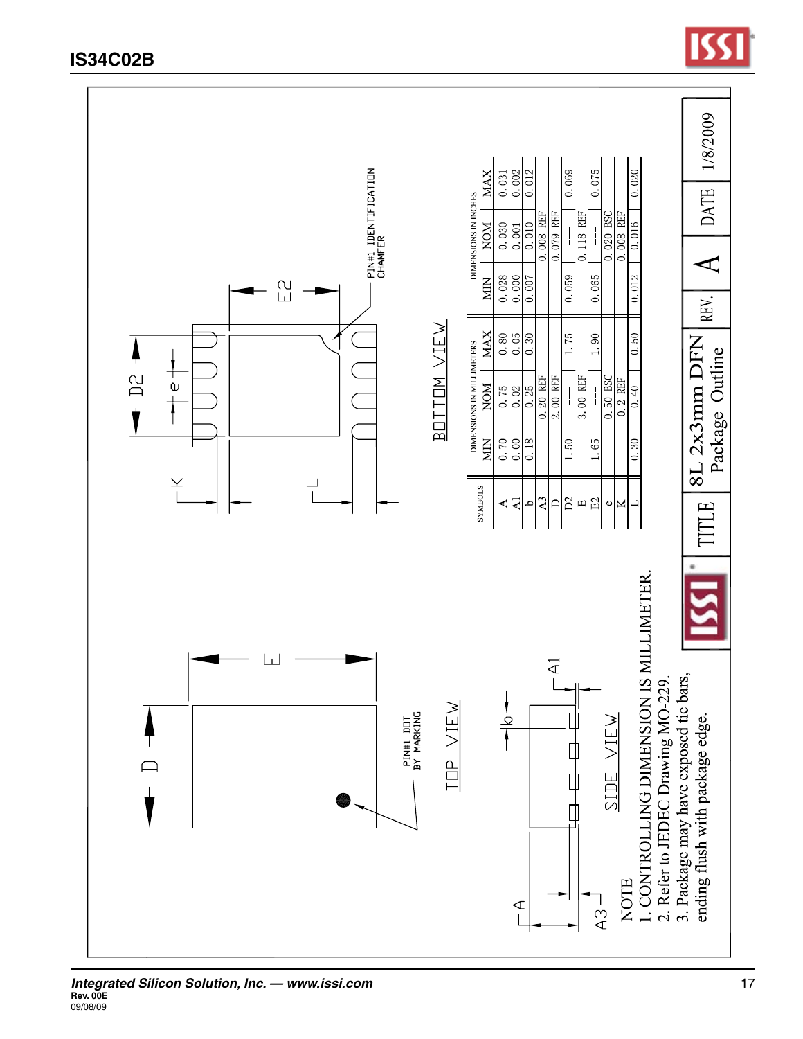TOP VIEW

PIN#1 DOT BY MARKING

SIDE VIEW

BOTTOM VIEW

PIN#1 IDENTIFICATION CHAMFER

| SYMBOLS | DIMENSIONS IN MILLIMETERS | | | DIMENSIONS IN INCHES | | |
|---|---|---|---|---|---|---|
| | MIN | NOM | MAX | MIN | NOM | MAX |
| A | 0.70 | 0.75 | 0.80 | 0.028 | 0.030 | 0.031 |
| A1 | 0.00 | 0.02 | 0.05 | 0.000 | 0.001 | 0.002 |
| b | 0.18 | 0.25 | 0.30 | 0.007 | 0.010 | 0.012 |
| A3 | | 0.20 REF | | | 0.008 REF | |
| D | | 2.00 REF | | | 0.079 REF | |
| D2 | 1.50 | --- | 1.75 | 0.059 | --- | 0.069 |
| E | | 3.00 REF | | | 0.118 REF | |
| E2 | 1.65 | --- | 1.90 | 0.065 | --- | 0.075 |
| e | | 0.50 BSC | | | 0.020 BSC | |
| K | | 0.2 REF | | | 0.008 REF | |
| L | 0.30 | 0.40 | 0.50 | 0.012 | 0.016 | 0.020 |

NOTE

1. CONTROLLING DIMENSION IS MILLIMETER.
2. Refer to JEDEC Drawing MO-229.
3. Package may have exposed tie bars, ending flush with package edge.

| TITLE | 8L 2x3mm DFN Package Outline | REV. | A | DATE | 1/8/2009 |
|---|---|---|---|---|---|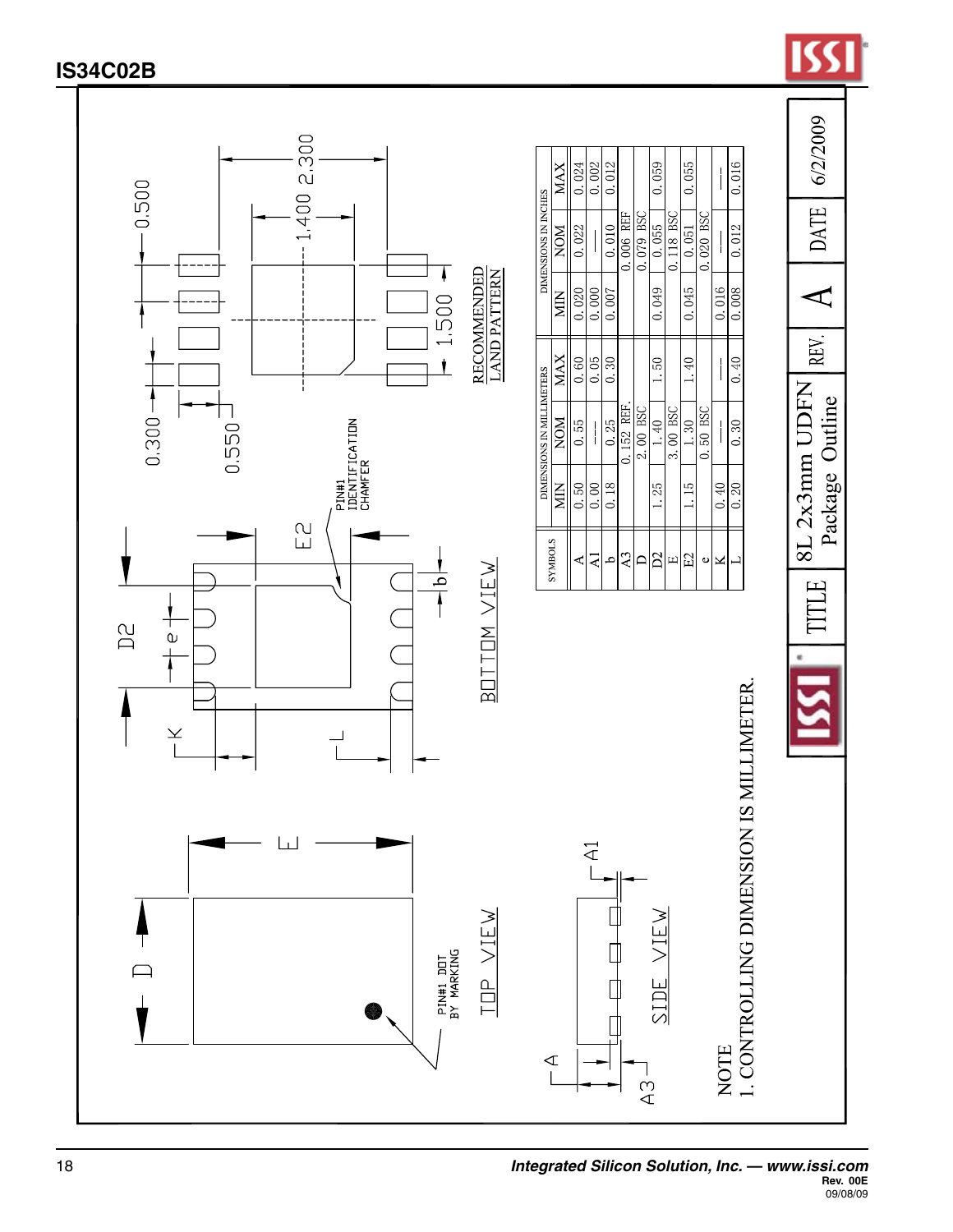# 8L 2x3mm UDFN Package Outline

TOP VIEW

PIN#1 DOT BY MARKING

SIDE VIEW

BOTTOM VIEW

PIN#1 IDENTIFICATION CHAMFER

RECOMMENDED LAND PATTERN

0.500, 0.300, 0.550, 1.400, 2.300, 1.500

| SYMBOLS | DIMENSIONS IN MILLIMETERS | | | DIMENSIONS IN INCHES | | |
|---|---|---|---|---|---|---|
| | MIN | NOM | MAX | MIN | NOM | MAX |
| A | 0.50 | 0.55 | 0.60 | 0.020 | 0.022 | 0.024 |
| A1 | 0.00 | --- | 0.05 | 0.000 | --- | 0.002 |
| b | 0.18 | 0.25 | 0.30 | 0.007 | 0.010 | 0.012 |
| A3 | | 0.152 REF. | | | 0.006 REF | |
| D | | 2.00 BSC | | | 0.079 BSC | |
| D2 | 1.25 | 1.40 | 1.50 | 0.049 | 0.055 | 0.059 |
| E | | 3.00 BSC | | | 0.118 BSC | |
| E2 | 1.15 | 1.30 | 1.40 | 0.045 | 0.051 | 0.055 |
| e | | 0.50 BSC | | | 0.020 BSC | |
| K | 0.40 | --- | --- | 0.016 | --- | --- |
| L | 0.20 | 0.30 | 0.40 | 0.008 | 0.012 | 0.016 |

NOTE

1. CONTROLLING DIMENSION IS MILLIMETER.

| TITLE | 8L 2x3mm UDFN Package Outline | REV. | A | DATE | 6/2/2009 |
|---|---|---|---|---|---|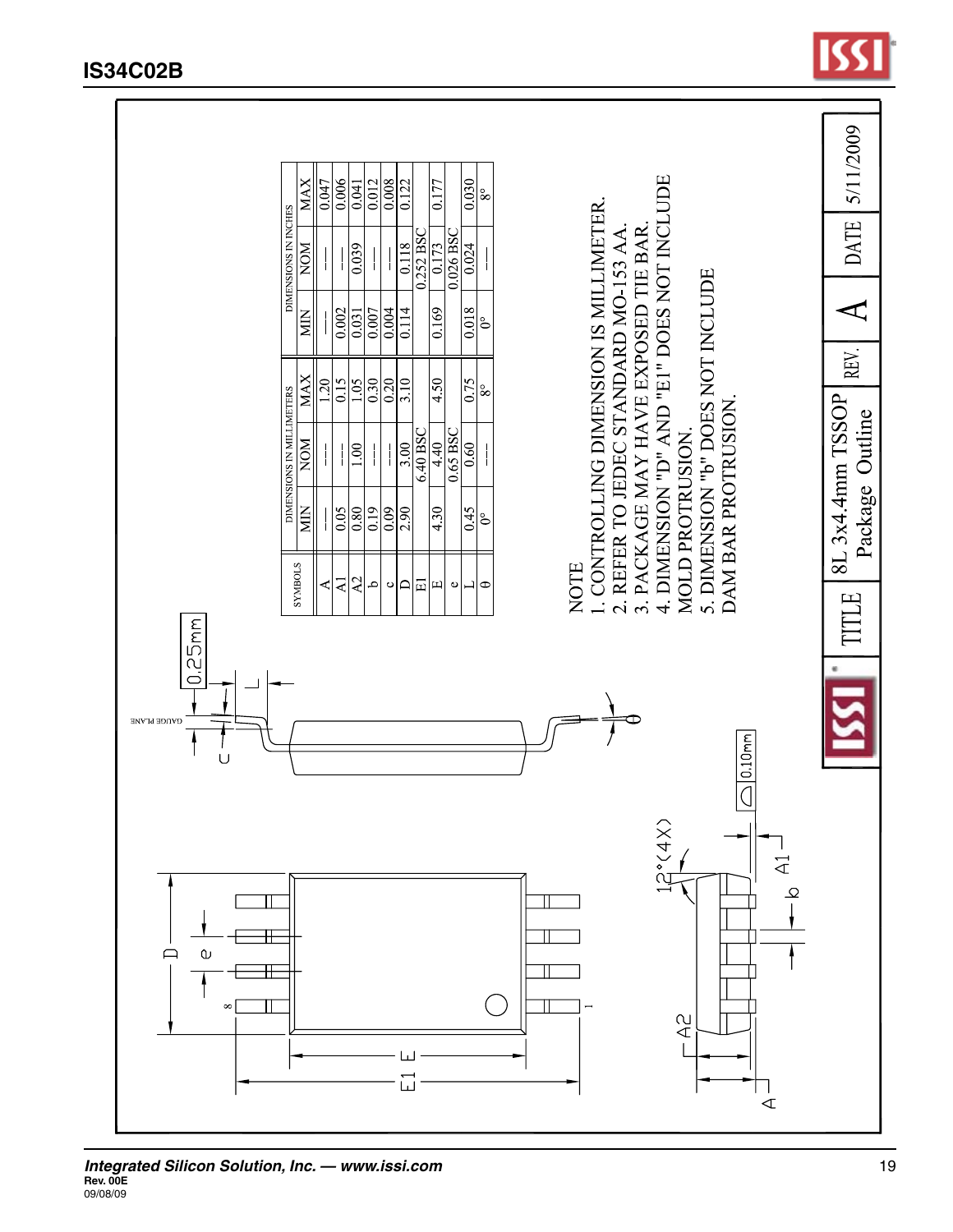| SYMBOLS | DIMENSIONS IN MILLIMETERS | | | DIMENSIONS IN INCHES | | |
|---|---|---|---|---|---|---|
| | MIN | NOM | MAX | MIN | NOM | MAX |
| A | ---- | ---- | 1.20 | ---- | ---- | 0.047 |
| A1 | 0.05 | ---- | 0.15 | 0.002 | ---- | 0.006 |
| A2 | 0.80 | 1.00 | 1.05 | 0.031 | 0.039 | 0.041 |
| b | 0.19 | ---- | 0.30 | 0.007 | ---- | 0.012 |
| c | 0.09 | ---- | 0.20 | 0.004 | ---- | 0.008 |
| D | 2.90 | 3.00 | 3.10 | 0.114 | 0.118 | 0.122 |
| E1 | | 6.40 BSC | | | 0.252 BSC | |
| E | 4.30 | 4.40 | 4.50 | 0.169 | 0.173 | 0.177 |
| e | | 0.65 BSC | | | 0.026 BSC | |
| L | 0.45 | 0.60 | 0.75 | 0.018 | 0.024 | 0.030 |
| θ | 0° | ---- | 8° | 0° | ---- | 8° |

NOTE
1. CONTROLLING DIMENSION IS MILLIMETER.
2. REFER TO JEDEC STANDARD MO-153 AA.
3. PACKAGE MAY HAVE EXPOSED TIE BAR.
4. DIMENSION "D" AND "E1" DOES NOT INCLUDE MOLD PROTRUSION.
5. DIMENSION "b" DOES NOT INCLUDE DAM BAR PROTRUSION.

0.25mm
GAUGE PLANE
c
L
D
e
E
E1
12°(4X)
A2
A
A1
b
0.10mm
8
1

| TITLE | 8L 3x4.4mm TSSOP Package Outline | REV. | A | DATE | 5/11/2009 |
|---|---|---|---|---|---|